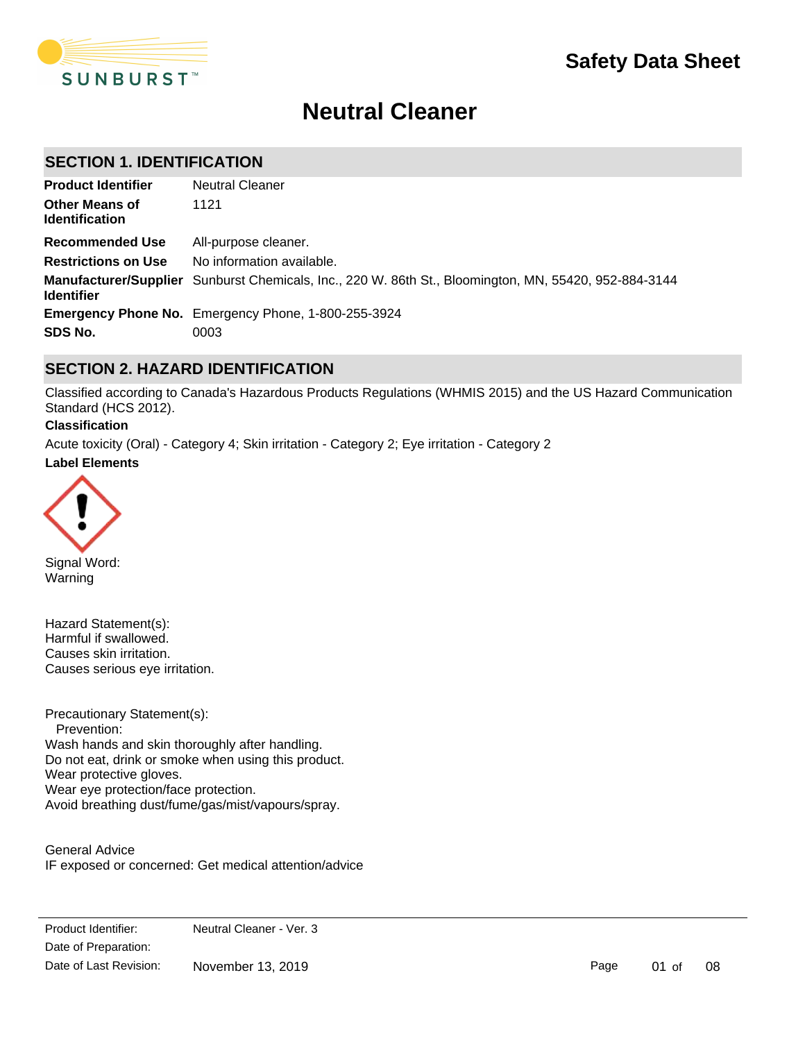# Safety Data Sheet

# Neutral Cleaner

## SECTION 1. IDENTIFICATION

| | |
|---|---|
| **Product Identifier** | Neutral Cleaner |
| **Other Means of Identification** | 1121 |
| **Recommended Use** | All-purpose cleaner. |
| **Restrictions on Use** | No information available. |
| **Manufacturer/Supplier Identifier** | Sunburst Chemicals, Inc., 220 W. 86th St., Bloomington, MN, 55420, 952-884-3144 |
| **Emergency Phone No.** | Emergency Phone, 1-800-255-3924 |
| **SDS No.** | 0003 |

## SECTION 2. HAZARD IDENTIFICATION

Classified according to Canada's Hazardous Products Regulations (WHMIS 2015) and the US Hazard Communication Standard (HCS 2012).

**Classification**

Acute toxicity (Oral) - Category 4; Skin irritation - Category 2; Eye irritation - Category 2

**Label Elements**

Signal Word:
Warning

Hazard Statement(s):
Harmful if swallowed.
Causes skin irritation.
Causes serious eye irritation.

Precautionary Statement(s):
Prevention:
Wash hands and skin thoroughly after handling.
Do not eat, drink or smoke when using this product.
Wear protective gloves.
Wear eye protection/face protection.
Avoid breathing dust/fume/gas/mist/vapours/spray.

General Advice
IF exposed or concerned: Get medical attention/advice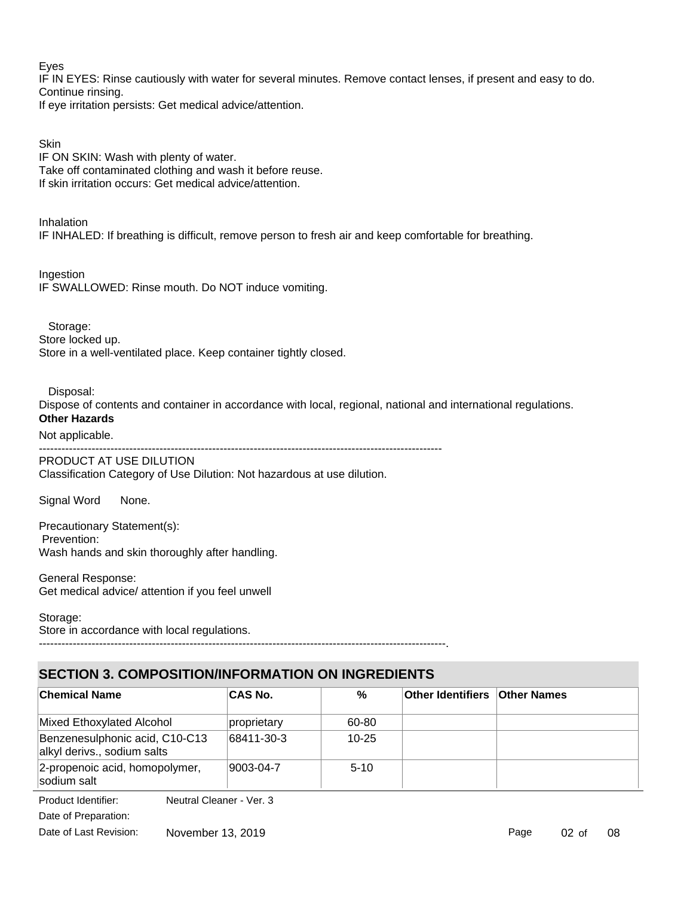Eyes

IF IN EYES: Rinse cautiously with water for several minutes. Remove contact lenses, if present and easy to do. Continue rinsing.

If eye irritation persists: Get medical advice/attention.

Skin

IF ON SKIN: Wash with plenty of water.

Take off contaminated clothing and wash it before reuse.

If skin irritation occurs: Get medical advice/attention.

Inhalation

IF INHALED: If breathing is difficult, remove person to fresh air and keep comfortable for breathing.

Ingestion

IF SWALLOWED: Rinse mouth. Do NOT induce vomiting.

Storage:

Store locked up.

Store in a well-ventilated place. Keep container tightly closed.

Disposal:

Dispose of contents and container in accordance with local, regional, national and international regulations.

**Other Hazards**

Not applicable.

---------------------------------------------------------------------------------------------------------

PRODUCT AT USE DILUTION

Classification Category of Use Dilution: Not hazardous at use dilution.

Signal Word None.

Precautionary Statement(s):

Prevention:

Wash hands and skin thoroughly after handling.

General Response:

Get medical advice/ attention if you feel unwell

Storage:

Store in accordance with local regulations.

---------------------------------------------------------------------------------------------------------.

## SECTION 3. COMPOSITION/INFORMATION ON INGREDIENTS

| Chemical Name | CAS No. | % | Other Identifiers | Other Names |
|---|---|---|---|---|
| Mixed Ethoxylated Alcohol | proprietary | 60-80 | | |
| Benzenesulphonic acid, C10-C13 alkyl derivs., sodium salts | 68411-30-3 | 10-25 | | |
| 2-propenoic acid, homopolymer, sodium salt | 9003-04-7 | 5-10 | | |

Product Identifier: Neutral Cleaner - Ver. 3

Date of Preparation:

Date of Last Revision: November 13, 2019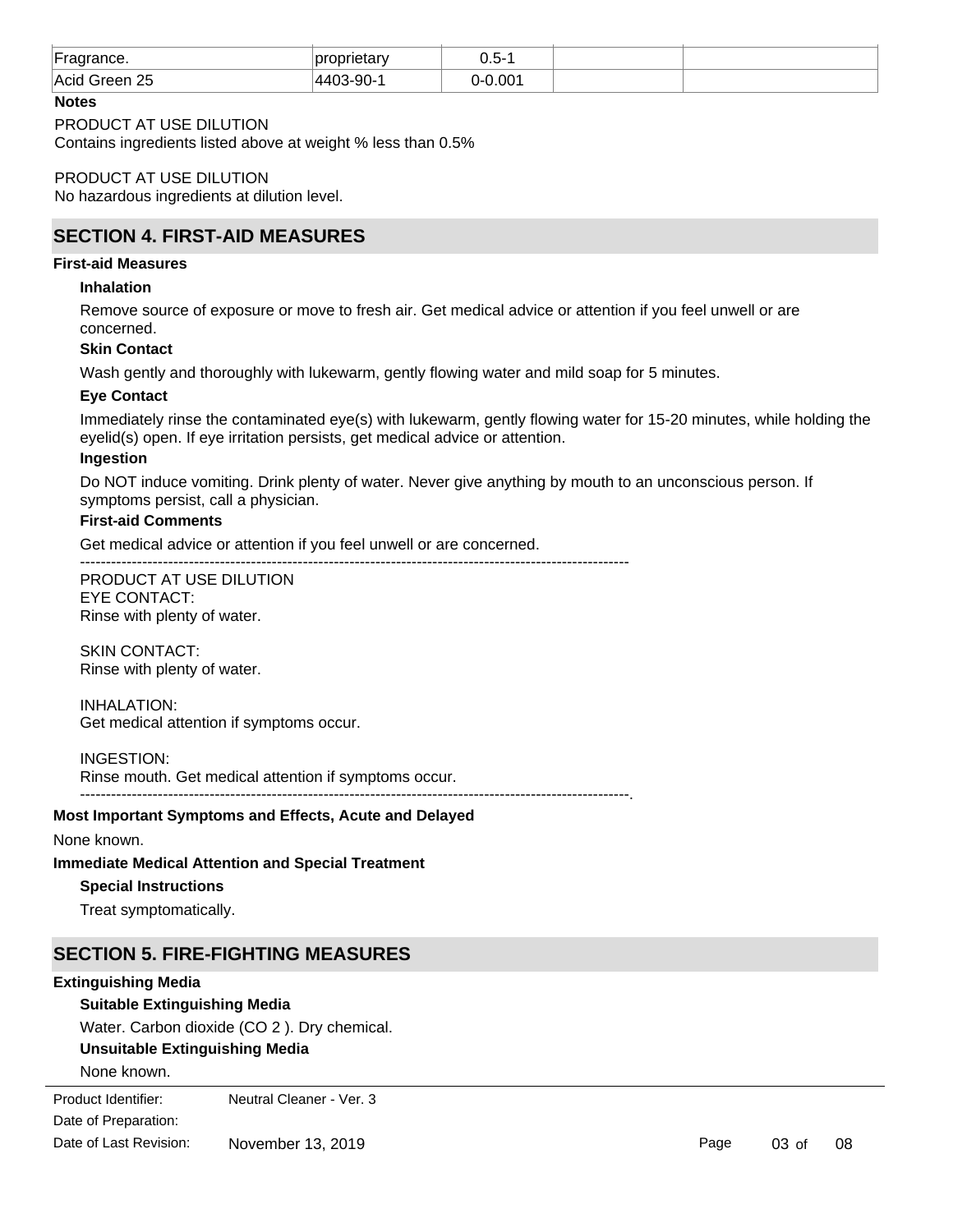| Fragrance. | proprietary | 0.5-1 | | |
|---|---|---|---|---|
| Acid Green 25 | 4403-90-1 | 0-0.001 | | |

**Notes**

PRODUCT AT USE DILUTION
Contains ingredients listed above at weight % less than 0.5%

PRODUCT AT USE DILUTION
No hazardous ingredients at dilution level.

## SECTION 4. FIRST-AID MEASURES

**First-aid Measures**

**Inhalation**

Remove source of exposure or move to fresh air. Get medical advice or attention if you feel unwell or are concerned.

**Skin Contact**

Wash gently and thoroughly with lukewarm, gently flowing water and mild soap for 5 minutes.

**Eye Contact**

Immediately rinse the contaminated eye(s) with lukewarm, gently flowing water for 15-20 minutes, while holding the eyelid(s) open. If eye irritation persists, get medical advice or attention.

**Ingestion**

Do NOT induce vomiting. Drink plenty of water. Never give anything by mouth to an unconscious person. If symptoms persist, call a physician.

**First-aid Comments**

Get medical advice or attention if you feel unwell or are concerned.

----------------------------------------------------------------------------------------------------------

PRODUCT AT USE DILUTION
EYE CONTACT:
Rinse with plenty of water.

SKIN CONTACT:
Rinse with plenty of water.

INHALATION:
Get medical attention if symptoms occur.

INGESTION:
Rinse mouth. Get medical attention if symptoms occur.

----------------------------------------------------------------------------------------------------------.

**Most Important Symptoms and Effects, Acute and Delayed**

None known.

**Immediate Medical Attention and Special Treatment**

**Special Instructions**

Treat symptomatically.

## SECTION 5. FIRE-FIGHTING MEASURES

**Extinguishing Media**

**Suitable Extinguishing Media**

Water. Carbon dioxide ($CO_2$). Dry chemical.

**Unsuitable Extinguishing Media**

None known.

| | |
|---|---|
| Product Identifier: | Neutral Cleaner - Ver. 3 |
| Date of Preparation: | |
| Date of Last Revision: | November 13, 2019 |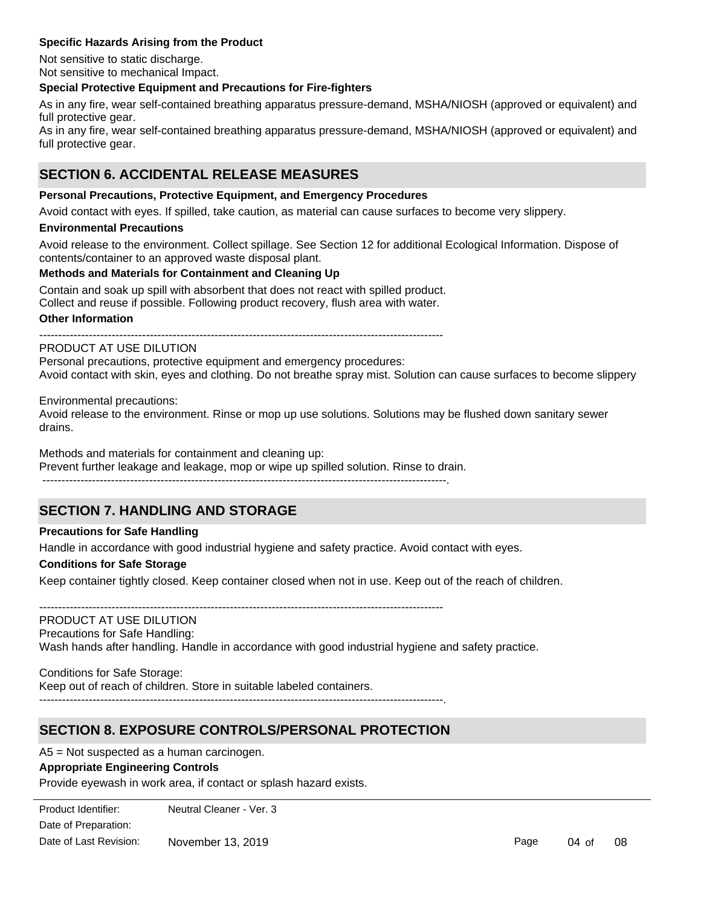**Specific Hazards Arising from the Product**

Not sensitive to static discharge.
Not sensitive to mechanical Impact.

**Special Protective Equipment and Precautions for Fire-fighters**

As in any fire, wear self-contained breathing apparatus pressure-demand, MSHA/NIOSH (approved or equivalent) and full protective gear.
As in any fire, wear self-contained breathing apparatus pressure-demand, MSHA/NIOSH (approved or equivalent) and full protective gear.

## SECTION 6. ACCIDENTAL RELEASE MEASURES

**Personal Precautions, Protective Equipment, and Emergency Procedures**

Avoid contact with eyes. If spilled, take caution, as material can cause surfaces to become very slippery.

**Environmental Precautions**

Avoid release to the environment. Collect spillage. See Section 12 for additional Ecological Information. Dispose of contents/container to an approved waste disposal plant.

**Methods and Materials for Containment and Cleaning Up**

Contain and soak up spill with absorbent that does not react with spilled product.
Collect and reuse if possible. Following product recovery, flush area with water.

**Other Information**

----------------------------------------------------------------------------------------------------------

PRODUCT AT USE DILUTION
Personal precautions, protective equipment and emergency procedures:
Avoid contact with skin, eyes and clothing. Do not breathe spray mist. Solution can cause surfaces to become slippery

Environmental precautions:
Avoid release to the environment. Rinse or mop up use solutions. Solutions may be flushed down sanitary sewer drains.

Methods and materials for containment and cleaning up:
Prevent further leakage and leakage, mop or wipe up spilled solution. Rinse to drain.
----------------------------------------------------------------------------------------------------------.

## SECTION 7. HANDLING AND STORAGE

**Precautions for Safe Handling**

Handle in accordance with good industrial hygiene and safety practice. Avoid contact with eyes.

**Conditions for Safe Storage**

Keep container tightly closed. Keep container closed when not in use. Keep out of the reach of children.

----------------------------------------------------------------------------------------------------------

PRODUCT AT USE DILUTION
Precautions for Safe Handling:
Wash hands after handling. Handle in accordance with good industrial hygiene and safety practice.

Conditions for Safe Storage:
Keep out of reach of children. Store in suitable labeled containers.
----------------------------------------------------------------------------------------------------------.

## SECTION 8. EXPOSURE CONTROLS/PERSONAL PROTECTION

A5 = Not suspected as a human carcinogen.

**Appropriate Engineering Controls**

Provide eyewash in work area, if contact or splash hazard exists.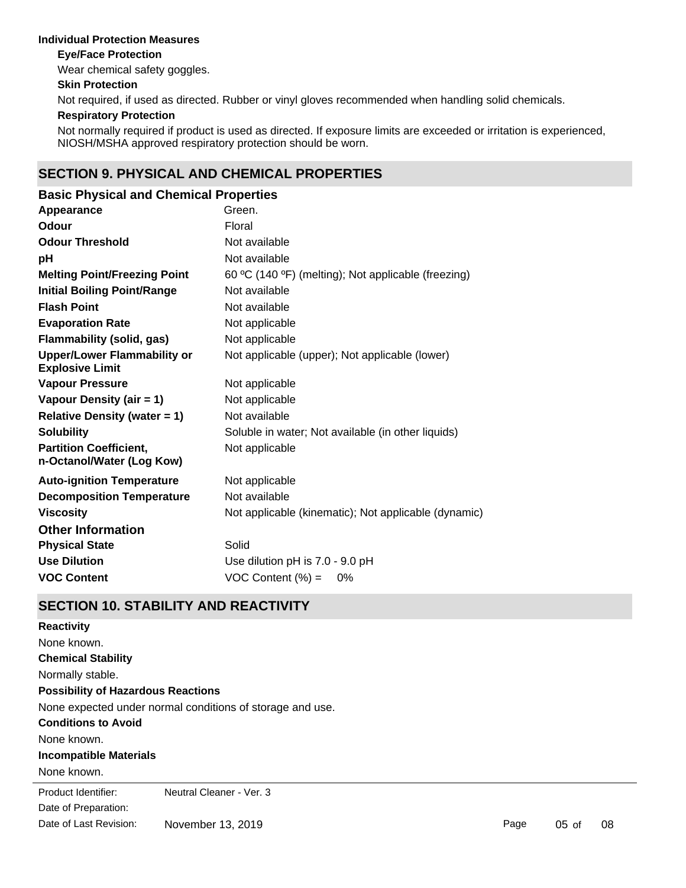### Individual Protection Measures

**Eye/Face Protection**

Wear chemical safety goggles.

**Skin Protection**

Not required, if used as directed. Rubber or vinyl gloves recommended when handling solid chemicals.

**Respiratory Protection**

Not normally required if product is used as directed. If exposure limits are exceeded or irritation is experienced, NIOSH/MSHA approved respiratory protection should be worn.

## SECTION 9. PHYSICAL AND CHEMICAL PROPERTIES

### Basic Physical and Chemical Properties

| | |
|---|---|
| **Appearance** | Green. |
| **Odour** | Floral |
| **Odour Threshold** | Not available |
| **pH** | Not available |
| **Melting Point/Freezing Point** | 60 ºC (140 ºF) (melting); Not applicable (freezing) |
| **Initial Boiling Point/Range** | Not available |
| **Flash Point** | Not available |
| **Evaporation Rate** | Not applicable |
| **Flammability (solid, gas)** | Not applicable |
| **Upper/Lower Flammability or Explosive Limit** | Not applicable (upper); Not applicable (lower) |
| **Vapour Pressure** | Not applicable |
| **Vapour Density (air = 1)** | Not applicable |
| **Relative Density (water = 1)** | Not available |
| **Solubility** | Soluble in water; Not available (in other liquids) |
| **Partition Coefficient, n-Octanol/Water (Log Kow)** | Not applicable |
| **Auto-ignition Temperature** | Not applicable |
| **Decomposition Temperature** | Not available |
| **Viscosity** | Not applicable (kinematic); Not applicable (dynamic) |

### Other Information

| | |
|---|---|
| **Physical State** | Solid |
| **Use Dilution** | Use dilution pH is 7.0 - 9.0 pH |
| **VOC Content** | VOC Content (%) = 0% |

## SECTION 10. STABILITY AND REACTIVITY

**Reactivity**

None known.

**Chemical Stability**

Normally stable.

**Possibility of Hazardous Reactions**

None expected under normal conditions of storage and use.

**Conditions to Avoid**

None known.

**Incompatible Materials**

None known.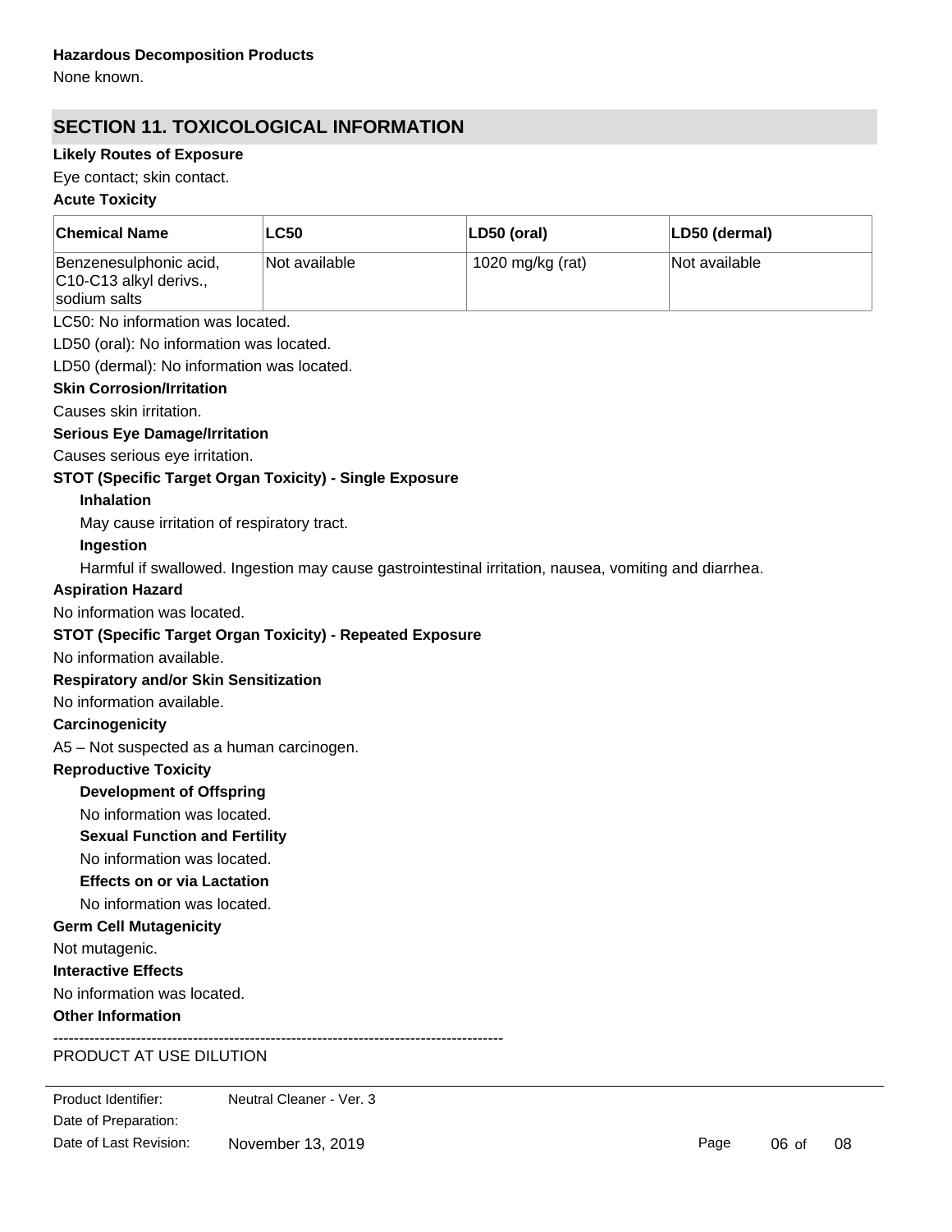**Hazardous Decomposition Products**

None known.

## SECTION 11. TOXICOLOGICAL INFORMATION

**Likely Routes of Exposure**

Eye contact; skin contact.

**Acute Toxicity**

| Chemical Name | LC50 | LD50 (oral) | LD50 (dermal) |
|---|---|---|---|
| Benzenesulphonic acid, C10-C13 alkyl derivs., sodium salts | Not available | 1020 mg/kg (rat) | Not available |

LC50: No information was located.

LD50 (oral): No information was located.

LD50 (dermal): No information was located.

**Skin Corrosion/Irritation**

Causes skin irritation.

**Serious Eye Damage/Irritation**

Causes serious eye irritation.

**STOT (Specific Target Organ Toxicity) - Single Exposure**

**Inhalation**

May cause irritation of respiratory tract.

**Ingestion**

Harmful if swallowed. Ingestion may cause gastrointestinal irritation, nausea, vomiting and diarrhea.

**Aspiration Hazard**

No information was located.

**STOT (Specific Target Organ Toxicity) - Repeated Exposure**

No information available.

**Respiratory and/or Skin Sensitization**

No information available.

**Carcinogenicity**

A5 – Not suspected as a human carcinogen.

**Reproductive Toxicity**

**Development of Offspring**

No information was located.

**Sexual Function and Fertility**

No information was located.

**Effects on or via Lactation**

No information was located.

**Germ Cell Mutagenicity**

Not mutagenic.

**Interactive Effects**

No information was located.

**Other Information**

-----------------------------------------------------------------------------------------

PRODUCT AT USE DILUTION

Product Identifier: Neutral Cleaner - Ver. 3

Date of Preparation:

Date of Last Revision: November 13, 2019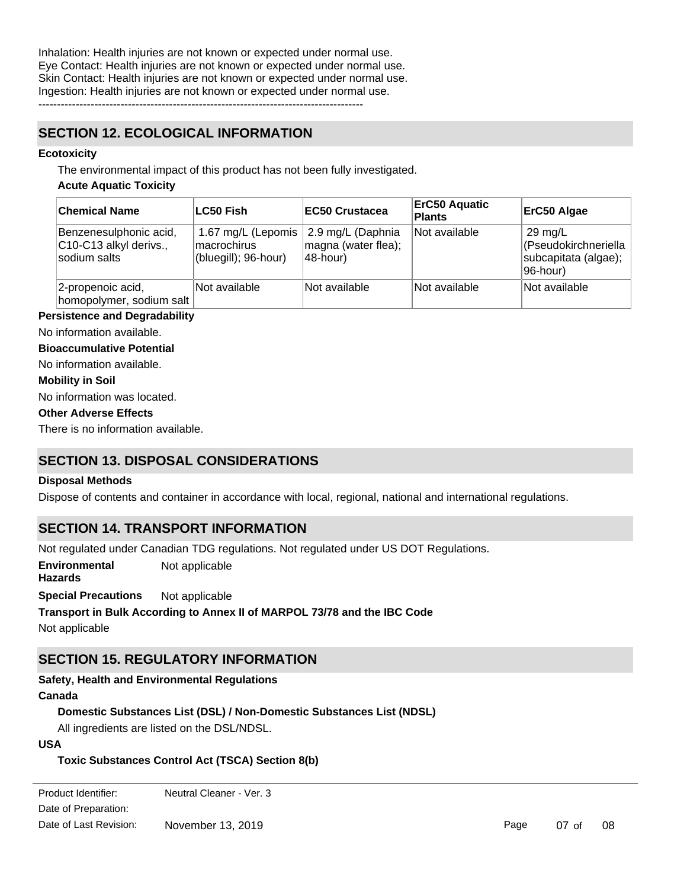Inhalation: Health injuries are not known or expected under normal use.
Eye Contact: Health injuries are not known or expected under normal use.
Skin Contact: Health injuries are not known or expected under normal use.
Ingestion: Health injuries are not known or expected under normal use.

---

## SECTION 12. ECOLOGICAL INFORMATION

**Ecotoxicity**

The environmental impact of this product has not been fully investigated.

**Acute Aquatic Toxicity**

| Chemical Name | LC50 Fish | EC50 Crustacea | ErC50 Aquatic Plants | ErC50 Algae |
|---|---|---|---|---|
| Benzenesulphonic acid, C10-C13 alkyl derivs., sodium salts | 1.67 mg/L (Lepomis macrochirus (bluegill); 96-hour) | 2.9 mg/L (Daphnia magna (water flea); 48-hour) | Not available | 29 mg/L (Pseudokirchneriella subcapitata (algae); 96-hour) |
| 2-propenoic acid, homopolymer, sodium salt | Not available | Not available | Not available | Not available |

**Persistence and Degradability**

No information available.

**Bioaccumulative Potential**

No information available.

**Mobility in Soil**

No information was located.

**Other Adverse Effects**

There is no information available.

## SECTION 13. DISPOSAL CONSIDERATIONS

**Disposal Methods**

Dispose of contents and container in accordance with local, regional, national and international regulations.

## SECTION 14. TRANSPORT INFORMATION

Not regulated under Canadian TDG regulations. Not regulated under US DOT Regulations.

**Environmental Hazards** Not applicable

**Special Precautions** Not applicable

**Transport in Bulk According to Annex II of MARPOL 73/78 and the IBC Code**

Not applicable

## SECTION 15. REGULATORY INFORMATION

**Safety, Health and Environmental Regulations**

**Canada**

**Domestic Substances List (DSL) / Non-Domestic Substances List (NDSL)**

All ingredients are listed on the DSL/NDSL.

**USA**

**Toxic Substances Control Act (TSCA) Section 8(b)**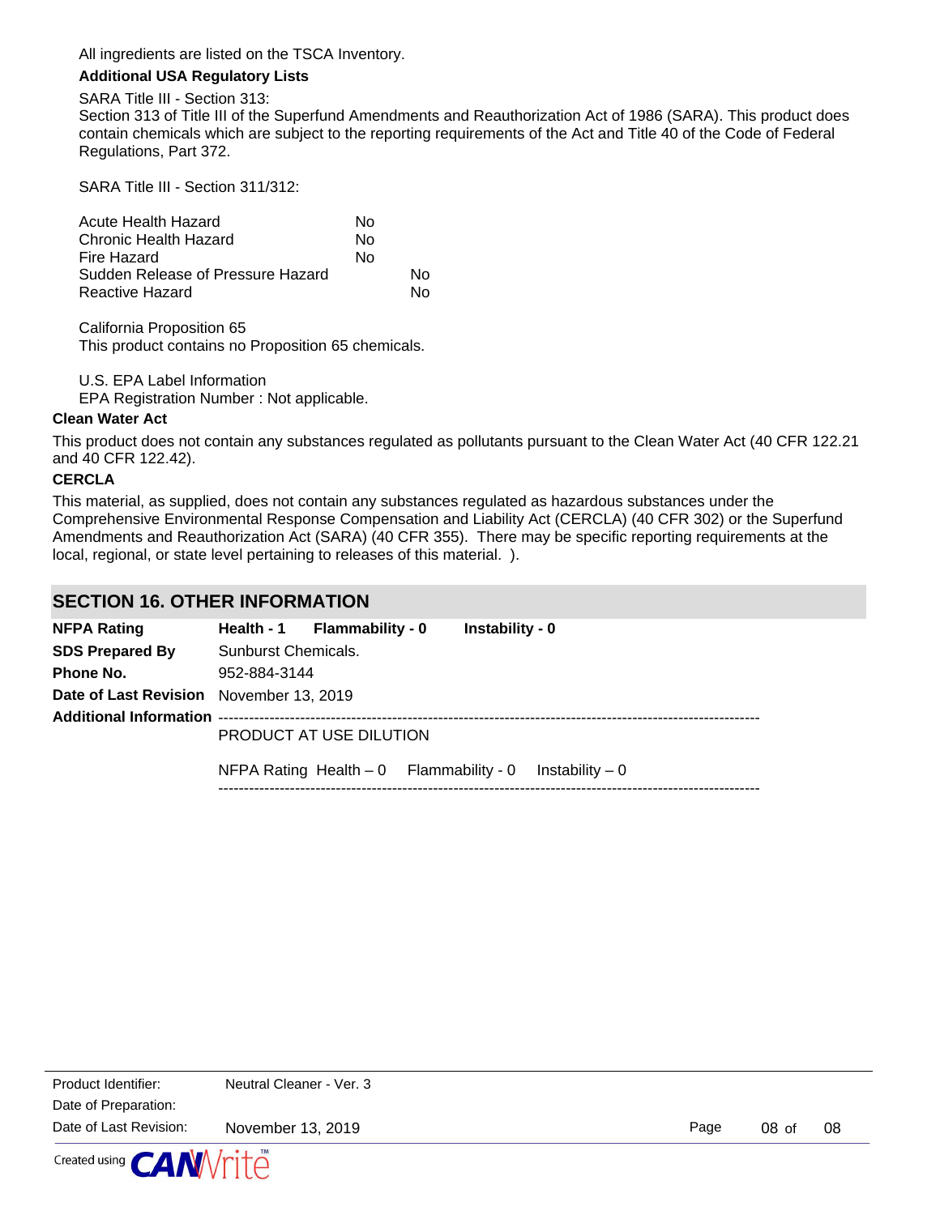All ingredients are listed on the TSCA Inventory.

**Additional USA Regulatory Lists**

SARA Title III - Section 313:
Section 313 of Title III of the Superfund Amendments and Reauthorization Act of 1986 (SARA). This product does contain chemicals which are subject to the reporting requirements of the Act and Title 40 of the Code of Federal Regulations, Part 372.

SARA Title III - Section 311/312:

| | |
|---|---|
| Acute Health Hazard | No |
| Chronic Health Hazard | No |
| Fire Hazard | No |
| Sudden Release of Pressure Hazard | No |
| Reactive Hazard | No |

California Proposition 65
This product contains no Proposition 65 chemicals.

U.S. EPA Label Information
EPA Registration Number : Not applicable.

**Clean Water Act**

This product does not contain any substances regulated as pollutants pursuant to the Clean Water Act (40 CFR 122.21 and 40 CFR 122.42).

**CERCLA**

This material, as supplied, does not contain any substances regulated as hazardous substances under the Comprehensive Environmental Response Compensation and Liability Act (CERCLA) (40 CFR 302) or the Superfund Amendments and Reauthorization Act (SARA) (40 CFR 355). There may be specific reporting requirements at the local, regional, or state level pertaining to releases of this material. ).

## SECTION 16. OTHER INFORMATION

**NFPA Rating** **Health - 1** **Flammability - 0** **Instability - 0**

**SDS Prepared By** Sunburst Chemicals.

**Phone No.** 952-884-3144

**Date of Last Revision** November 13, 2019

**Additional Information**

PRODUCT AT USE DILUTION

NFPA Rating Health – 0 Flammability - 0 Instability – 0

Product Identifier: Neutral Cleaner - Ver. 3
Date of Preparation:
Date of Last Revision: November 13, 2019